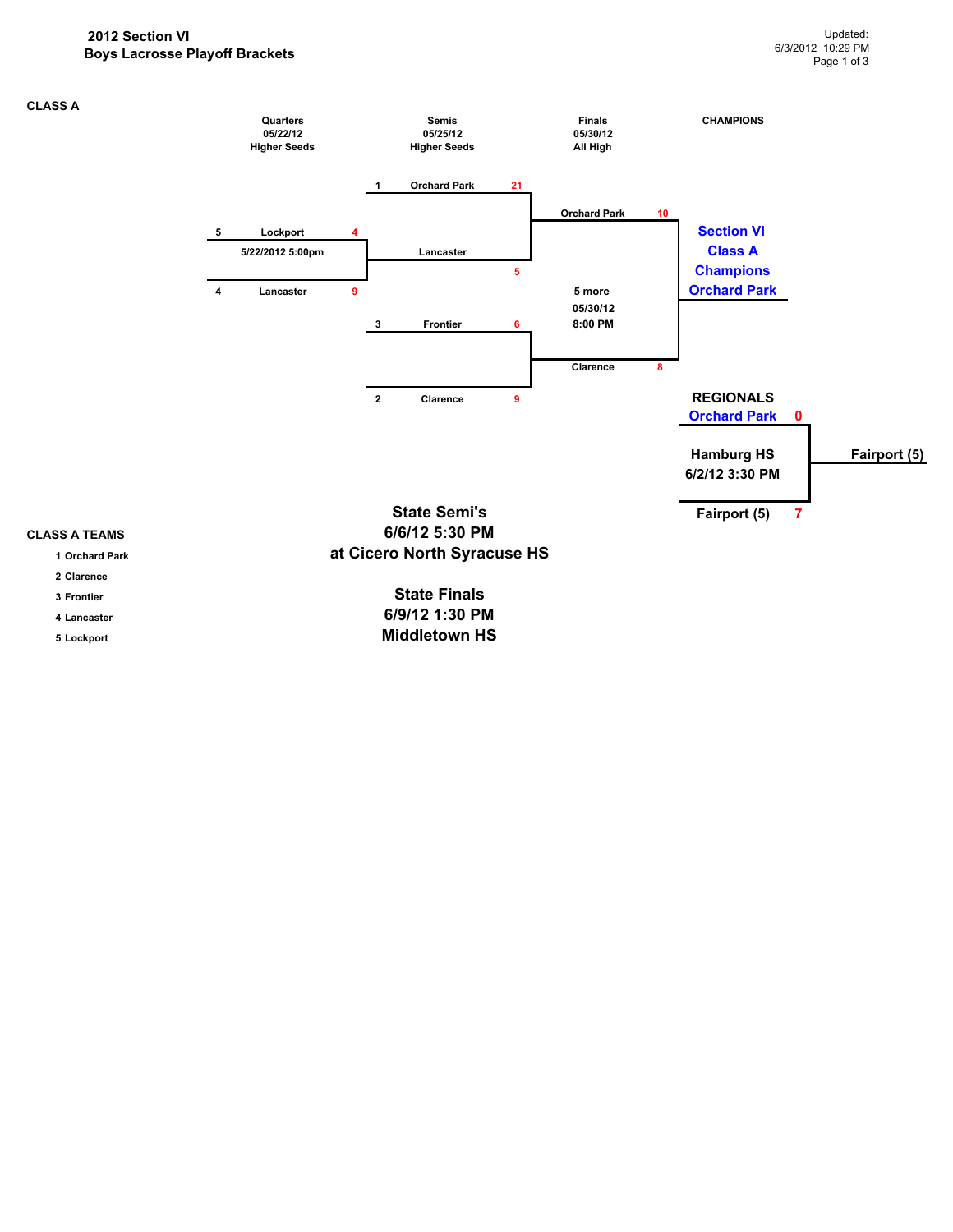# 2012 Section VI
## Boys Lacrosse Playoff Brackets

Updated: 6/3/2012 10:29 PM

### CLASS A

| Quarters 05/22/12 Higher Seeds | Semis 05/25/12 Higher Seeds | Finals 05/30/12 All High | CHAMPIONS |
|---|---|---|---|
| | 1 Orchard Park 21 | | |
| 5 Lockport 4 (5/22/2012 5:00pm) | Lancaster 5 | Orchard Park 10 | Section VI Class A Champions Orchard Park |
| 4 Lancaster 9 | | 5 more 05/30/12 8:00 PM | |
| | 3 Frontier 6 | | |
| | 2 Clarence 9 | Clarence 8 | |

**REGIONALS**

Hamburg HS 6/2/12 3:30 PM

- Orchard Park 0
- Fairport (5) 7

Winner: Fairport (5)

**State Semi's**
**6/6/12 5:30 PM**
**at Cicero North Syracuse HS**

**State Finals**
**6/9/12 1:30 PM**
**Middletown HS**

### CLASS A TEAMS

1. Orchard Park
2. Clarence
3. Frontier
4. Lancaster
5. Lockport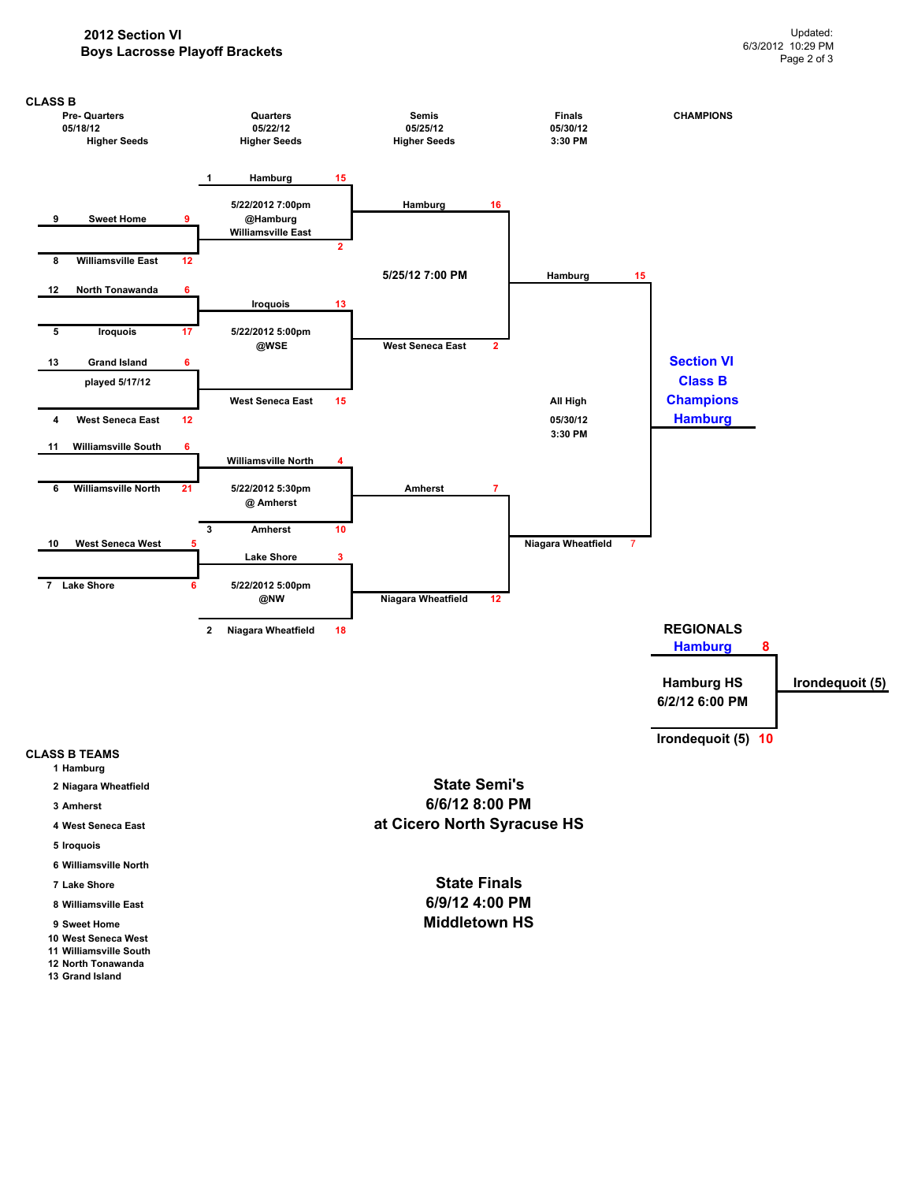# 2012 Section VI
## Boys Lacrosse Playoff Brackets

Updated: 6/3/2012 10:29 PM

### CLASS B

**Pre- Quarters** 05/18/12 Higher Seeds

| Seed | Team | Score |
|---|---|---|
| 9 | Sweet Home | 9 |
| 8 | Williamsville East | 12 |
| 12 | North Tonawanda | 6 |
| 5 | Iroquois | 17 |
| 13 | Grand Island (played 5/17/12) | 6 |
| 4 | West Seneca East | 12 |
| 11 | Williamsville South | 6 |
| 6 | Williamsville North | 21 |
| 10 | West Seneca West | 5 |
| 7 | Lake Shore | 6 |

**Quarters** 05/22/12 Higher Seeds

| Matchup | Game | Score |
|---|---|---|
| 1 Hamburg | 5/22/2012 7:00pm @Hamburg | 15 |
| Williamsville East | | 2 |
| Iroquois | 5/22/2012 5:00pm @WSE | 13 |
| West Seneca East | | 15 |
| Williamsville North | 5/22/2012 5:30pm @ Amherst | 4 |
| 3 Amherst | | 10 |
| Lake Shore | 5/22/2012 5:00pm @NW | 3 |
| 2 Niagara Wheatfield | | 18 |

**Semis** 05/25/12 Higher Seeds — 5/25/12 7:00 PM

| Team | Score |
|---|---|
| Hamburg | 16 |
| West Seneca East | 2 |
| Amherst | 7 |
| Niagara Wheatfield | 12 |

**Finals** 05/30/12 3:30 PM — All High 05/30/12 3:30 PM

| Team | Score |
|---|---|
| Hamburg | 15 |
| Niagara Wheatfield | 7 |

**CHAMPIONS**

Section VI Class B Champions **Hamburg**

### REGIONALS

Hamburg HS 6/2/12 6:00 PM

| Team | Score |
|---|---|
| Hamburg | 8 |
| Irondequoit (5) | 10 |

Winner: Irondequoit (5)

### CLASS B TEAMS

1. Hamburg
2. Niagara Wheatfield
3. Amherst
4. West Seneca East
5. Iroquois
6. Williamsville North
7. Lake Shore
8. Williamsville East
9. Sweet Home
10. West Seneca West
11. Williamsville South
12. North Tonawanda
13. Grand Island

**State Semi's**
6/6/12 8:00 PM
at Cicero North Syracuse HS

**State Finals**
6/9/12 4:00 PM
Middletown HS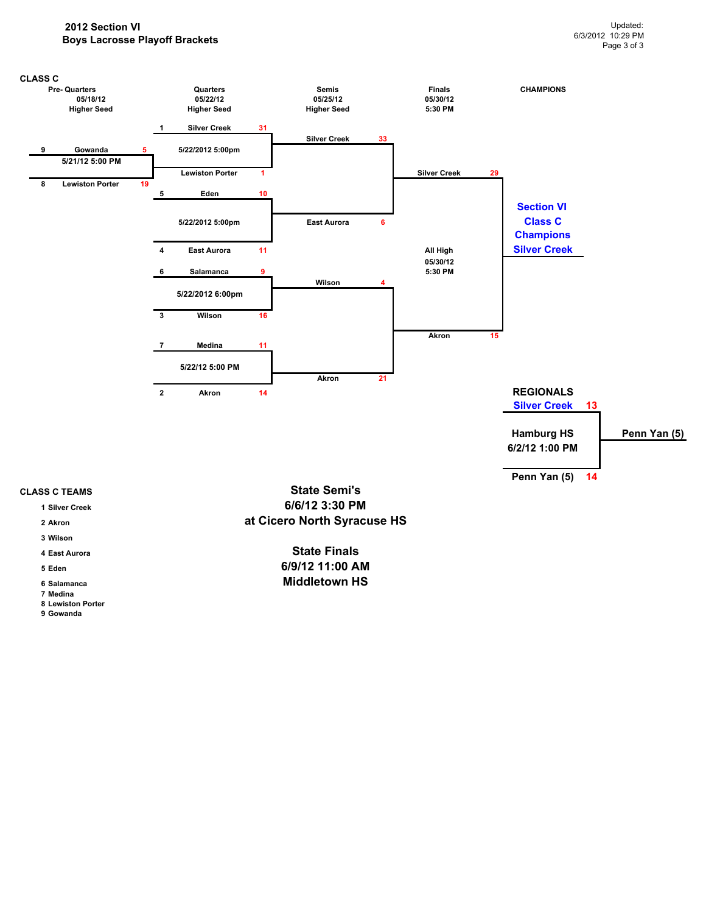# 2012 Section VI
## Boys Lacrosse Playoff Brackets

Updated: 6/3/2012 10:29 PM

### CLASS C

**Pre- Quarters** 05/18/12 Higher Seed

- 9 Gowanda 5
- 5/21/12 5:00 PM
- 8 Lewiston Porter 19

**Quarters** 05/22/12 Higher Seed

- 1 Silver Creek 31
- 5/22/2012 5:00pm
- Lewiston Porter 1

- 5 Eden 10
- 5/22/2012 5:00pm
- 4 East Aurora 11

- 6 Salamanca 9
- 5/22/2012 6:00pm
- 3 Wilson 16

- 7 Medina 11
- 5/22/12 5:00 PM
- 2 Akron 14

**Semis** 05/25/12 Higher Seed

- Silver Creek 33
- East Aurora 6

- Wilson 4
- Akron 21

**Finals** 05/30/12 5:30 PM

- Silver Creek 29
- All High 05/30/12 5:30 PM
- Akron 15

**CHAMPIONS**

Section VI Class C Champions Silver Creek

### REGIONALS

- Silver Creek 13
- Hamburg HS 6/2/12 1:00 PM
- Penn Yan (5) 14

Penn Yan (5)

### CLASS C TEAMS

1. Silver Creek
2. Akron
3. Wilson
4. East Aurora
5. Eden
6. Salamanca
7. Medina
8. Lewiston Porter
9. Gowanda

**State Semi's**
**6/6/12 3:30 PM**
**at Cicero North Syracuse HS**

**State Finals**
**6/9/12 11:00 AM**
**Middletown HS**